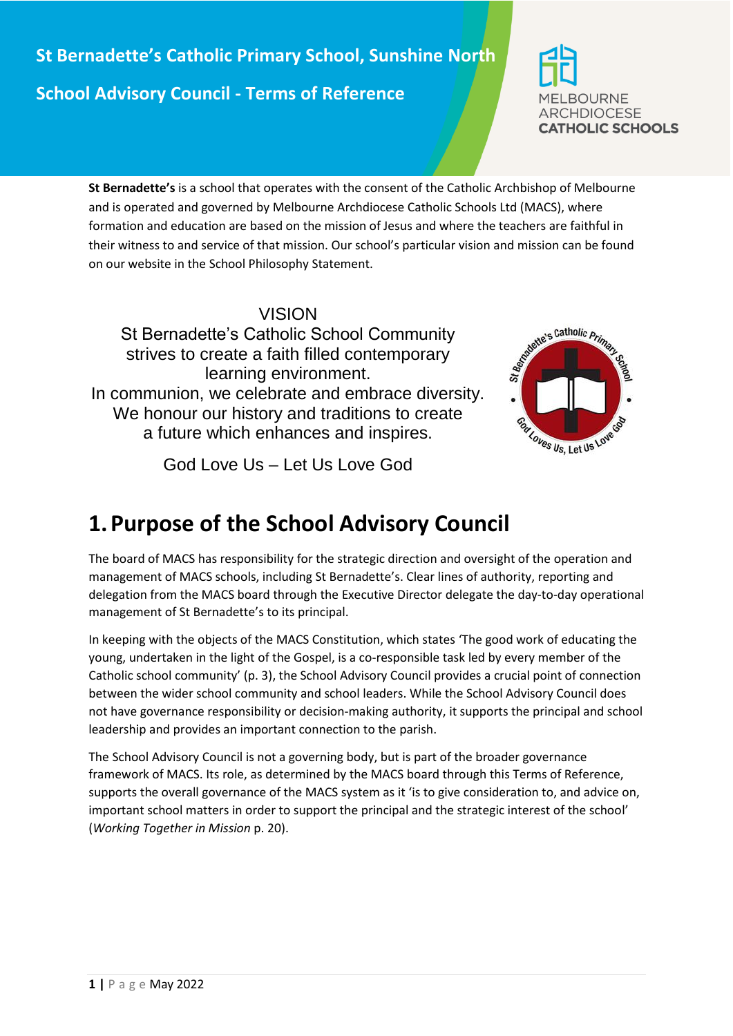# St Bernadette's Catholic Primary School, Sunshine North

## School Advisory Council - Terms of Reference

**St Bernadette's** is a school that operates with the consent of the Catholic Archbishop of Melbourne and is operated and governed by Melbourne Archdiocese Catholic Schools Ltd (MACS), where formation and education are based on the mission of Jesus and where the teachers are faithful in their witness to and service of that mission. Our school's particular vision and mission can be found on our website in the School Philosophy Statement.

VISION

St Bernadette's Catholic School Community strives to create a faith filled contemporary learning environment.
In communion, we celebrate and embrace diversity.
We honour our history and traditions to create a future which enhances and inspires.

God Love Us – Let Us Love God

# 1. Purpose of the School Advisory Council

The board of MACS has responsibility for the strategic direction and oversight of the operation and management of MACS schools, including St Bernadette's. Clear lines of authority, reporting and delegation from the MACS board through the Executive Director delegate the day-to-day operational management of St Bernadette's to its principal.

In keeping with the objects of the MACS Constitution, which states 'The good work of educating the young, undertaken in the light of the Gospel, is a co-responsible task led by every member of the Catholic school community' (p. 3), the School Advisory Council provides a crucial point of connection between the wider school community and school leaders. While the School Advisory Council does not have governance responsibility or decision-making authority, it supports the principal and school leadership and provides an important connection to the parish.

The School Advisory Council is not a governing body, but is part of the broader governance framework of MACS. Its role, as determined by the MACS board through this Terms of Reference, supports the overall governance of the MACS system as it 'is to give consideration to, and advice on, important school matters in order to support the principal and the strategic interest of the school' (*Working Together in Mission* p. 20).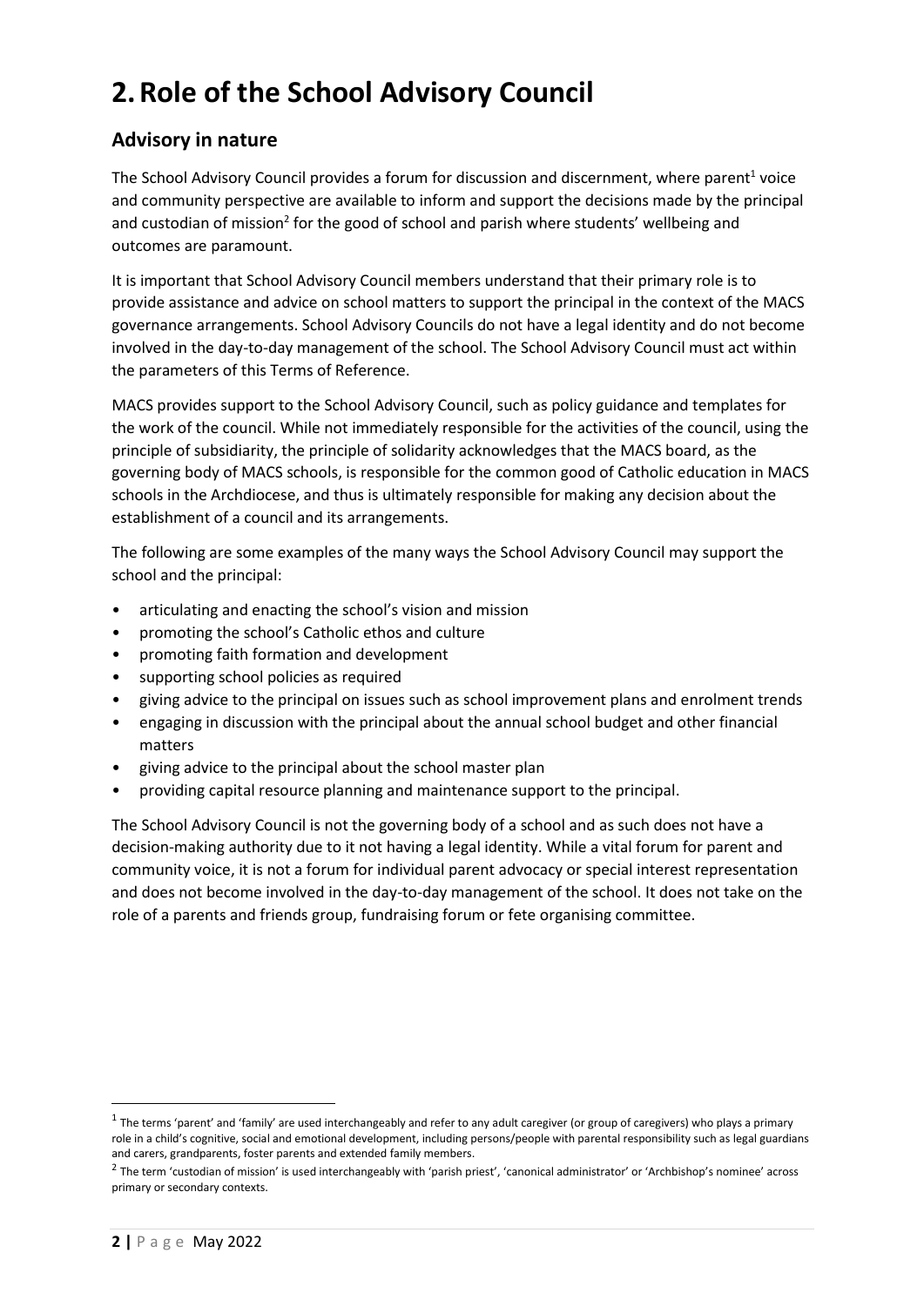# 2. Role of the School Advisory Council

## Advisory in nature

The School Advisory Council provides a forum for discussion and discernment, where parent[1] voice and community perspective are available to inform and support the decisions made by the principal and custodian of mission[2] for the good of school and parish where students' wellbeing and outcomes are paramount.

It is important that School Advisory Council members understand that their primary role is to provide assistance and advice on school matters to support the principal in the context of the MACS governance arrangements. School Advisory Councils do not have a legal identity and do not become involved in the day-to-day management of the school. The School Advisory Council must act within the parameters of this Terms of Reference.

MACS provides support to the School Advisory Council, such as policy guidance and templates for the work of the council. While not immediately responsible for the activities of the council, using the principle of subsidiarity, the principle of solidarity acknowledges that the MACS board, as the governing body of MACS schools, is responsible for the common good of Catholic education in MACS schools in the Archdiocese, and thus is ultimately responsible for making any decision about the establishment of a council and its arrangements.

The following are some examples of the many ways the School Advisory Council may support the school and the principal:

- articulating and enacting the school's vision and mission
- promoting the school's Catholic ethos and culture
- promoting faith formation and development
- supporting school policies as required
- giving advice to the principal on issues such as school improvement plans and enrolment trends
- engaging in discussion with the principal about the annual school budget and other financial matters
- giving advice to the principal about the school master plan
- providing capital resource planning and maintenance support to the principal.

The School Advisory Council is not the governing body of a school and as such does not have a decision-making authority due to it not having a legal identity. While a vital forum for parent and community voice, it is not a forum for individual parent advocacy or special interest representation and does not become involved in the day-to-day management of the school. It does not take on the role of a parents and friends group, fundraising forum or fete organising committee.

---

[1] The terms 'parent' and 'family' are used interchangeably and refer to any adult caregiver (or group of caregivers) who plays a primary role in a child's cognitive, social and emotional development, including persons/people with parental responsibility such as legal guardians and carers, grandparents, foster parents and extended family members.

[2] The term 'custodian of mission' is used interchangeably with 'parish priest', 'canonical administrator' or 'Archbishop's nominee' across primary or secondary contexts.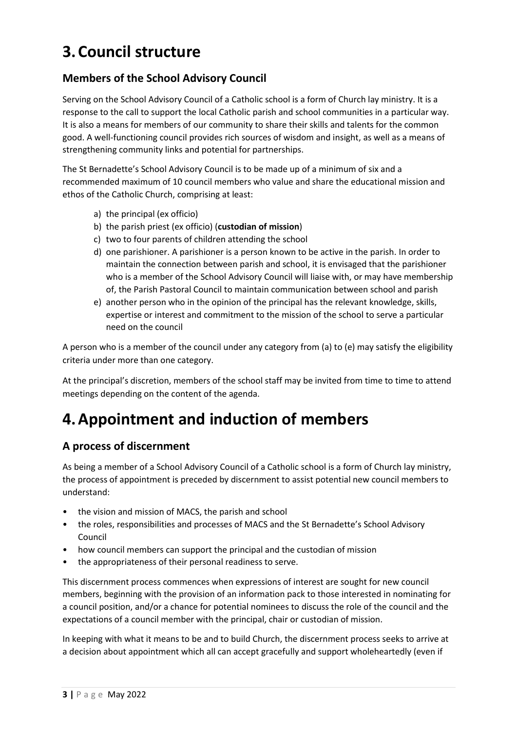# 3. Council structure

## Members of the School Advisory Council

Serving on the School Advisory Council of a Catholic school is a form of Church lay ministry. It is a response to the call to support the local Catholic parish and school communities in a particular way. It is also a means for members of our community to share their skills and talents for the common good. A well-functioning council provides rich sources of wisdom and insight, as well as a means of strengthening community links and potential for partnerships.

The St Bernadette's School Advisory Council is to be made up of a minimum of six and a recommended maximum of 10 council members who value and share the educational mission and ethos of the Catholic Church, comprising at least:

a) the principal (ex officio)
b) the parish priest (ex officio) (**custodian of mission**)
c) two to four parents of children attending the school
d) one parishioner. A parishioner is a person known to be active in the parish. In order to maintain the connection between parish and school, it is envisaged that the parishioner who is a member of the School Advisory Council will liaise with, or may have membership of, the Parish Pastoral Council to maintain communication between school and parish
e) another person who in the opinion of the principal has the relevant knowledge, skills, expertise or interest and commitment to the mission of the school to serve a particular need on the council

A person who is a member of the council under any category from (a) to (e) may satisfy the eligibility criteria under more than one category.

At the principal's discretion, members of the school staff may be invited from time to time to attend meetings depending on the content of the agenda.

# 4. Appointment and induction of members

## A process of discernment

As being a member of a School Advisory Council of a Catholic school is a form of Church lay ministry, the process of appointment is preceded by discernment to assist potential new council members to understand:

- the vision and mission of MACS, the parish and school
- the roles, responsibilities and processes of MACS and the St Bernadette's School Advisory Council
- how council members can support the principal and the custodian of mission
- the appropriateness of their personal readiness to serve.

This discernment process commences when expressions of interest are sought for new council members, beginning with the provision of an information pack to those interested in nominating for a council position, and/or a chance for potential nominees to discuss the role of the council and the expectations of a council member with the principal, chair or custodian of mission.

In keeping with what it means to be and to build Church, the discernment process seeks to arrive at a decision about appointment which all can accept gracefully and support wholeheartedly (even if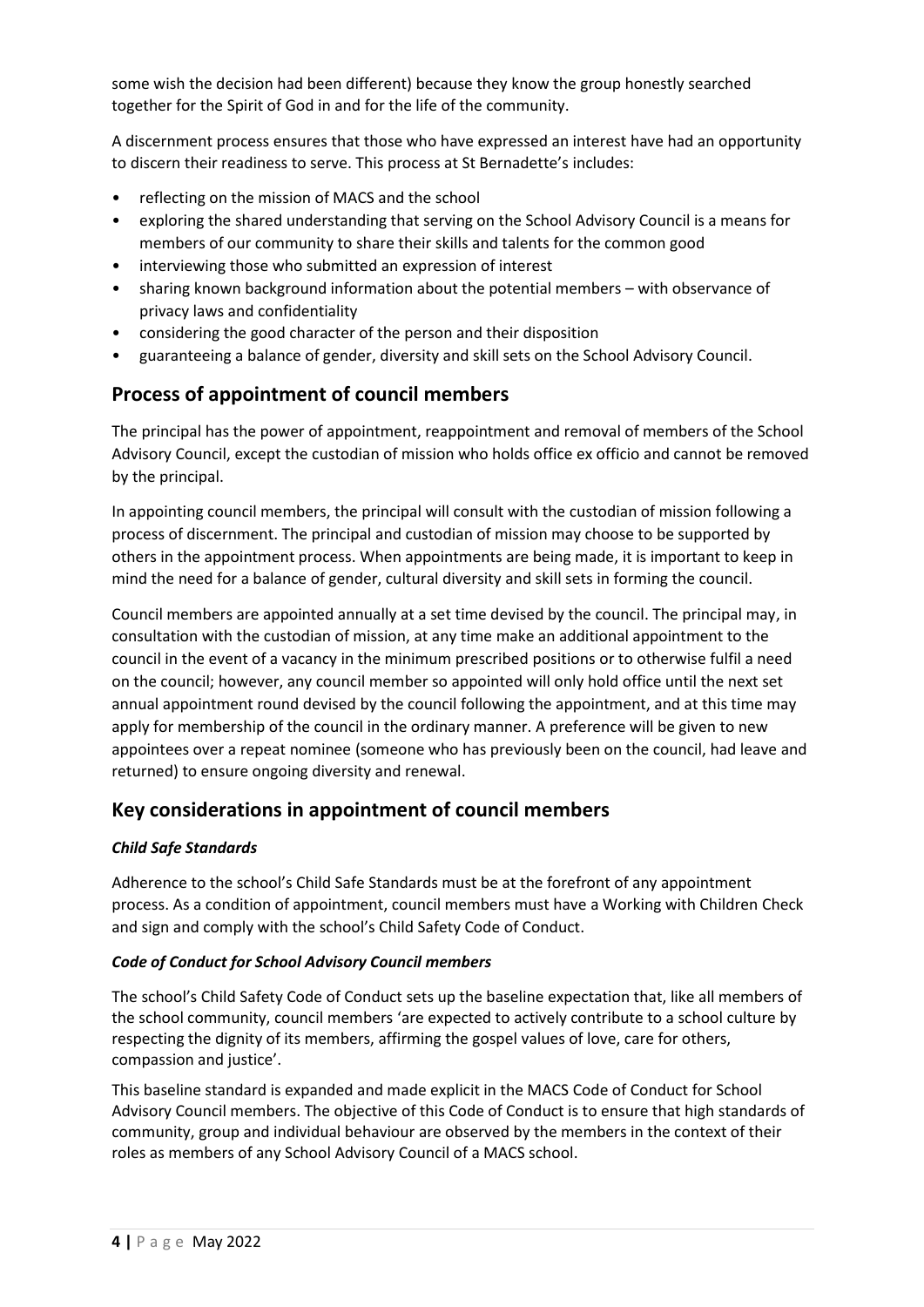some wish the decision had been different) because they know the group honestly searched together for the Spirit of God in and for the life of the community.

A discernment process ensures that those who have expressed an interest have had an opportunity to discern their readiness to serve. This process at St Bernadette's includes:

- reflecting on the mission of MACS and the school
- exploring the shared understanding that serving on the School Advisory Council is a means for members of our community to share their skills and talents for the common good
- interviewing those who submitted an expression of interest
- sharing known background information about the potential members – with observance of privacy laws and confidentiality
- considering the good character of the person and their disposition
- guaranteeing a balance of gender, diversity and skill sets on the School Advisory Council.

## Process of appointment of council members

The principal has the power of appointment, reappointment and removal of members of the School Advisory Council, except the custodian of mission who holds office ex officio and cannot be removed by the principal.

In appointing council members, the principal will consult with the custodian of mission following a process of discernment. The principal and custodian of mission may choose to be supported by others in the appointment process. When appointments are being made, it is important to keep in mind the need for a balance of gender, cultural diversity and skill sets in forming the council.

Council members are appointed annually at a set time devised by the council. The principal may, in consultation with the custodian of mission, at any time make an additional appointment to the council in the event of a vacancy in the minimum prescribed positions or to otherwise fulfil a need on the council; however, any council member so appointed will only hold office until the next set annual appointment round devised by the council following the appointment, and at this time may apply for membership of the council in the ordinary manner. A preference will be given to new appointees over a repeat nominee (someone who has previously been on the council, had leave and returned) to ensure ongoing diversity and renewal.

## Key considerations in appointment of council members

### *Child Safe Standards*

Adherence to the school's Child Safe Standards must be at the forefront of any appointment process. As a condition of appointment, council members must have a Working with Children Check and sign and comply with the school's Child Safety Code of Conduct.

### *Code of Conduct for School Advisory Council members*

The school's Child Safety Code of Conduct sets up the baseline expectation that, like all members of the school community, council members 'are expected to actively contribute to a school culture by respecting the dignity of its members, affirming the gospel values of love, care for others, compassion and justice'.

This baseline standard is expanded and made explicit in the MACS Code of Conduct for School Advisory Council members. The objective of this Code of Conduct is to ensure that high standards of community, group and individual behaviour are observed by the members in the context of their roles as members of any School Advisory Council of a MACS school.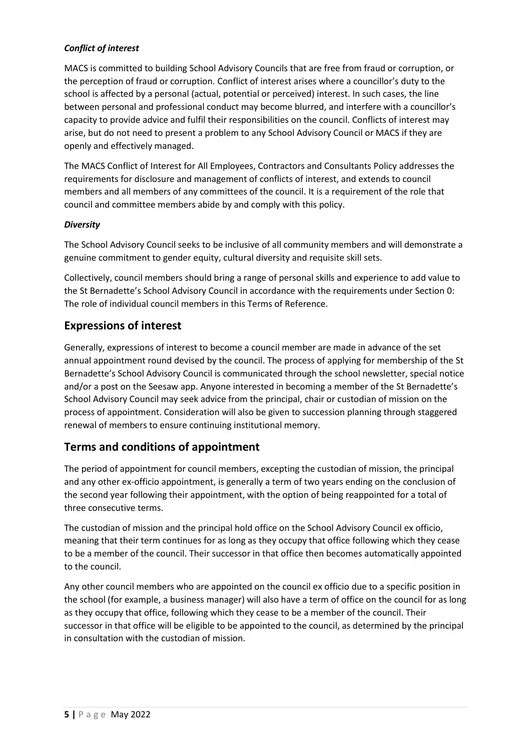***Conflict of interest***

MACS is committed to building School Advisory Councils that are free from fraud or corruption, or the perception of fraud or corruption. Conflict of interest arises where a councillor's duty to the school is affected by a personal (actual, potential or perceived) interest. In such cases, the line between personal and professional conduct may become blurred, and interfere with a councillor's capacity to provide advice and fulfil their responsibilities on the council. Conflicts of interest may arise, but do not need to present a problem to any School Advisory Council or MACS if they are openly and effectively managed.

The MACS Conflict of Interest for All Employees, Contractors and Consultants Policy addresses the requirements for disclosure and management of conflicts of interest, and extends to council members and all members of any committees of the council. It is a requirement of the role that council and committee members abide by and comply with this policy.

***Diversity***

The School Advisory Council seeks to be inclusive of all community members and will demonstrate a genuine commitment to gender equity, cultural diversity and requisite skill sets.

Collectively, council members should bring a range of personal skills and experience to add value to the St Bernadette's School Advisory Council in accordance with the requirements under Section 0: The role of individual council members in this Terms of Reference.

## Expressions of interest

Generally, expressions of interest to become a council member are made in advance of the set annual appointment round devised by the council. The process of applying for membership of the St Bernadette's School Advisory Council is communicated through the school newsletter, special notice and/or a post on the Seesaw app. Anyone interested in becoming a member of the St Bernadette's School Advisory Council may seek advice from the principal, chair or custodian of mission on the process of appointment. Consideration will also be given to succession planning through staggered renewal of members to ensure continuing institutional memory.

## Terms and conditions of appointment

The period of appointment for council members, excepting the custodian of mission, the principal and any other ex-officio appointment, is generally a term of two years ending on the conclusion of the second year following their appointment, with the option of being reappointed for a total of three consecutive terms.

The custodian of mission and the principal hold office on the School Advisory Council ex officio, meaning that their term continues for as long as they occupy that office following which they cease to be a member of the council. Their successor in that office then becomes automatically appointed to the council.

Any other council members who are appointed on the council ex officio due to a specific position in the school (for example, a business manager) will also have a term of office on the council for as long as they occupy that office, following which they cease to be a member of the council. Their successor in that office will be eligible to be appointed to the council, as determined by the principal in consultation with the custodian of mission.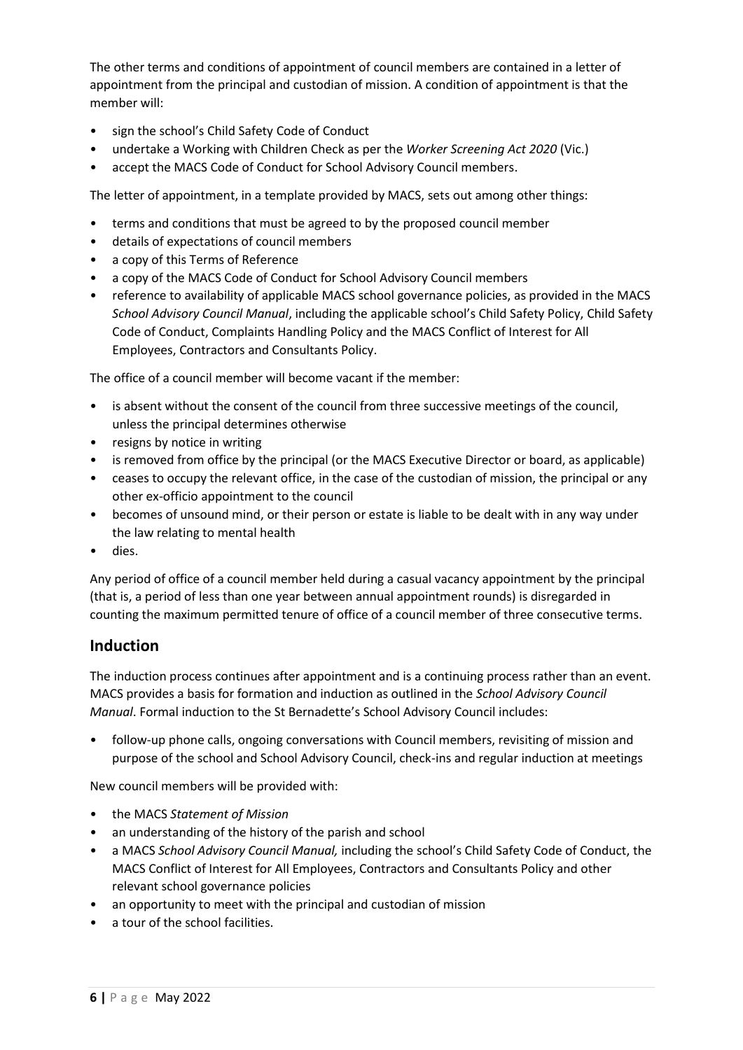The other terms and conditions of appointment of council members are contained in a letter of appointment from the principal and custodian of mission. A condition of appointment is that the member will:

- sign the school's Child Safety Code of Conduct
- undertake a Working with Children Check as per the *Worker Screening Act 2020* (Vic.)
- accept the MACS Code of Conduct for School Advisory Council members.

The letter of appointment, in a template provided by MACS, sets out among other things:

- terms and conditions that must be agreed to by the proposed council member
- details of expectations of council members
- a copy of this Terms of Reference
- a copy of the MACS Code of Conduct for School Advisory Council members
- reference to availability of applicable MACS school governance policies, as provided in the MACS *School Advisory Council Manual*, including the applicable school's Child Safety Policy, Child Safety Code of Conduct, Complaints Handling Policy and the MACS Conflict of Interest for All Employees, Contractors and Consultants Policy.

The office of a council member will become vacant if the member:

- is absent without the consent of the council from three successive meetings of the council, unless the principal determines otherwise
- resigns by notice in writing
- is removed from office by the principal (or the MACS Executive Director or board, as applicable)
- ceases to occupy the relevant office, in the case of the custodian of mission, the principal or any other ex-officio appointment to the council
- becomes of unsound mind, or their person or estate is liable to be dealt with in any way under the law relating to mental health
- dies.

Any period of office of a council member held during a casual vacancy appointment by the principal (that is, a period of less than one year between annual appointment rounds) is disregarded in counting the maximum permitted tenure of office of a council member of three consecutive terms.

## Induction

The induction process continues after appointment and is a continuing process rather than an event. MACS provides a basis for formation and induction as outlined in the *School Advisory Council Manual*. Formal induction to the St Bernadette's School Advisory Council includes:

- follow-up phone calls, ongoing conversations with Council members, revisiting of mission and purpose of the school and School Advisory Council, check-ins and regular induction at meetings

New council members will be provided with:

- the MACS *Statement of Mission*
- an understanding of the history of the parish and school
- a MACS *School Advisory Council Manual,* including the school's Child Safety Code of Conduct, the MACS Conflict of Interest for All Employees, Contractors and Consultants Policy and other relevant school governance policies
- an opportunity to meet with the principal and custodian of mission
- a tour of the school facilities.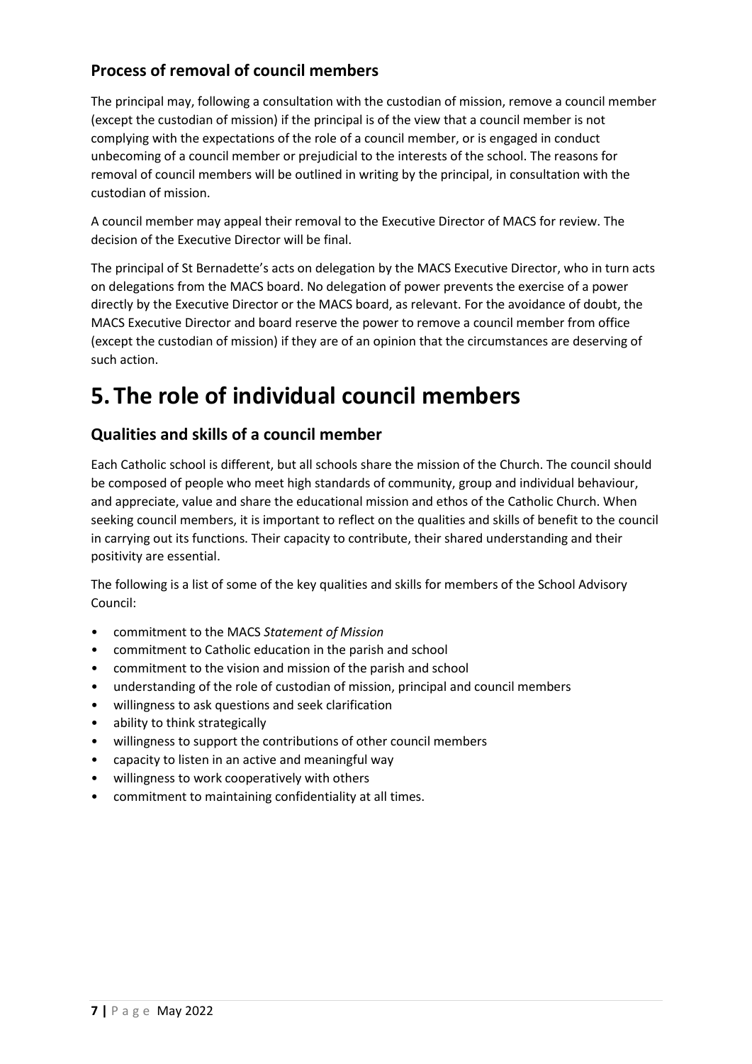### Process of removal of council members

The principal may, following a consultation with the custodian of mission, remove a council member (except the custodian of mission) if the principal is of the view that a council member is not complying with the expectations of the role of a council member, or is engaged in conduct unbecoming of a council member or prejudicial to the interests of the school. The reasons for removal of council members will be outlined in writing by the principal, in consultation with the custodian of mission.

A council member may appeal their removal to the Executive Director of MACS for review. The decision of the Executive Director will be final.

The principal of St Bernadette's acts on delegation by the MACS Executive Director, who in turn acts on delegations from the MACS board. No delegation of power prevents the exercise of a power directly by the Executive Director or the MACS board, as relevant. For the avoidance of doubt, the MACS Executive Director and board reserve the power to remove a council member from office (except the custodian of mission) if they are of an opinion that the circumstances are deserving of such action.

# 5. The role of individual council members

### Qualities and skills of a council member

Each Catholic school is different, but all schools share the mission of the Church. The council should be composed of people who meet high standards of community, group and individual behaviour, and appreciate, value and share the educational mission and ethos of the Catholic Church. When seeking council members, it is important to reflect on the qualities and skills of benefit to the council in carrying out its functions. Their capacity to contribute, their shared understanding and their positivity are essential.

The following is a list of some of the key qualities and skills for members of the School Advisory Council:

- commitment to the MACS *Statement of Mission*
- commitment to Catholic education in the parish and school
- commitment to the vision and mission of the parish and school
- understanding of the role of custodian of mission, principal and council members
- willingness to ask questions and seek clarification
- ability to think strategically
- willingness to support the contributions of other council members
- capacity to listen in an active and meaningful way
- willingness to work cooperatively with others
- commitment to maintaining confidentiality at all times.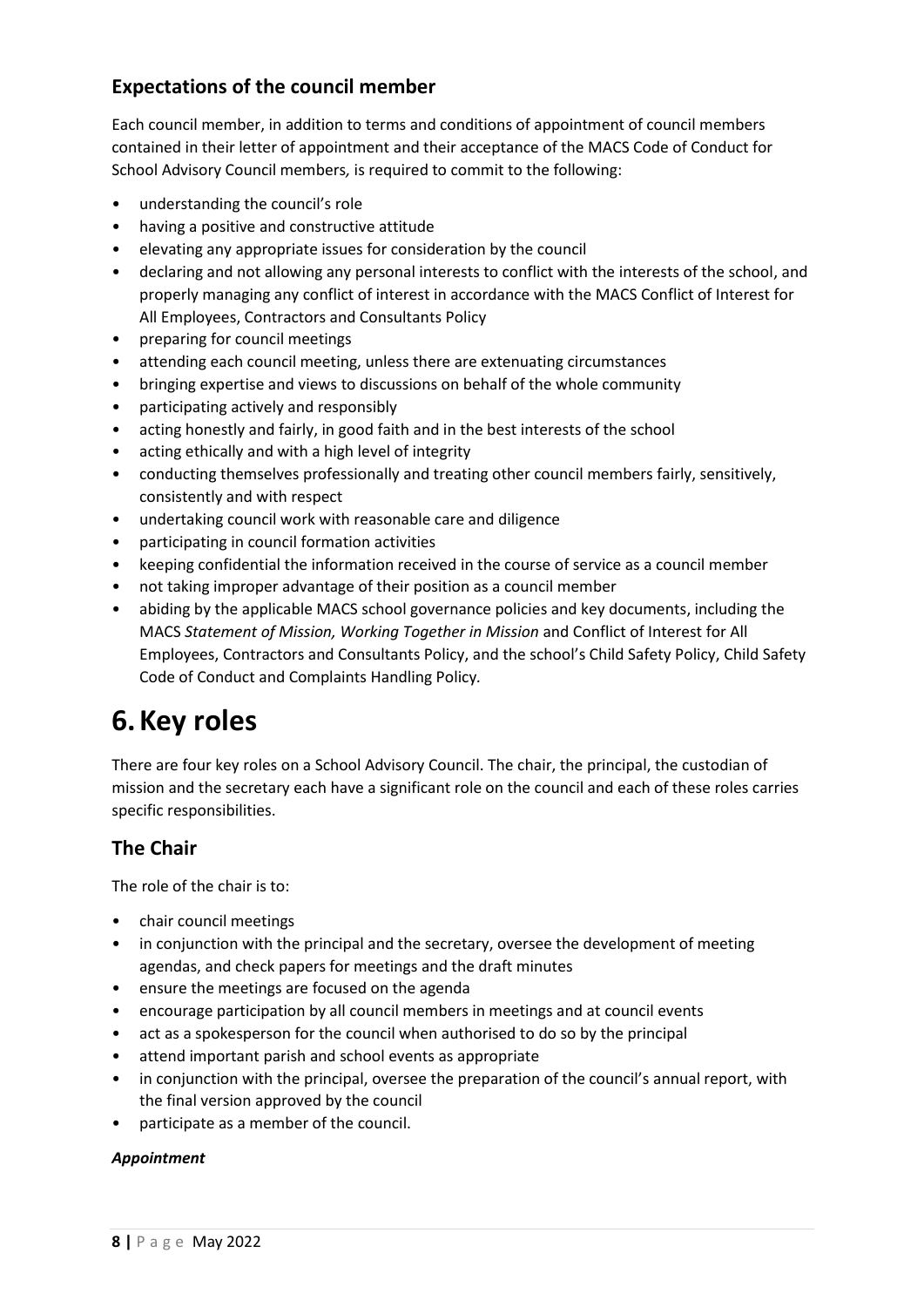### Expectations of the council member

Each council member, in addition to terms and conditions of appointment of council members contained in their letter of appointment and their acceptance of the MACS Code of Conduct for School Advisory Council members*,* is required to commit to the following:

- understanding the council's role
- having a positive and constructive attitude
- elevating any appropriate issues for consideration by the council
- declaring and not allowing any personal interests to conflict with the interests of the school, and properly managing any conflict of interest in accordance with the MACS Conflict of Interest for All Employees, Contractors and Consultants Policy
- preparing for council meetings
- attending each council meeting, unless there are extenuating circumstances
- bringing expertise and views to discussions on behalf of the whole community
- participating actively and responsibly
- acting honestly and fairly, in good faith and in the best interests of the school
- acting ethically and with a high level of integrity
- conducting themselves professionally and treating other council members fairly, sensitively, consistently and with respect
- undertaking council work with reasonable care and diligence
- participating in council formation activities
- keeping confidential the information received in the course of service as a council member
- not taking improper advantage of their position as a council member
- abiding by the applicable MACS school governance policies and key documents, including the MACS *Statement of Mission, Working Together in Mission* and Conflict of Interest for All Employees, Contractors and Consultants Policy, and the school's Child Safety Policy, Child Safety Code of Conduct and Complaints Handling Policy*.*

# 6. Key roles

There are four key roles on a School Advisory Council. The chair, the principal, the custodian of mission and the secretary each have a significant role on the council and each of these roles carries specific responsibilities.

### The Chair

The role of the chair is to:

- chair council meetings
- in conjunction with the principal and the secretary, oversee the development of meeting agendas, and check papers for meetings and the draft minutes
- ensure the meetings are focused on the agenda
- encourage participation by all council members in meetings and at council events
- act as a spokesperson for the council when authorised to do so by the principal
- attend important parish and school events as appropriate
- in conjunction with the principal, oversee the preparation of the council's annual report, with the final version approved by the council
- participate as a member of the council.

***Appointment***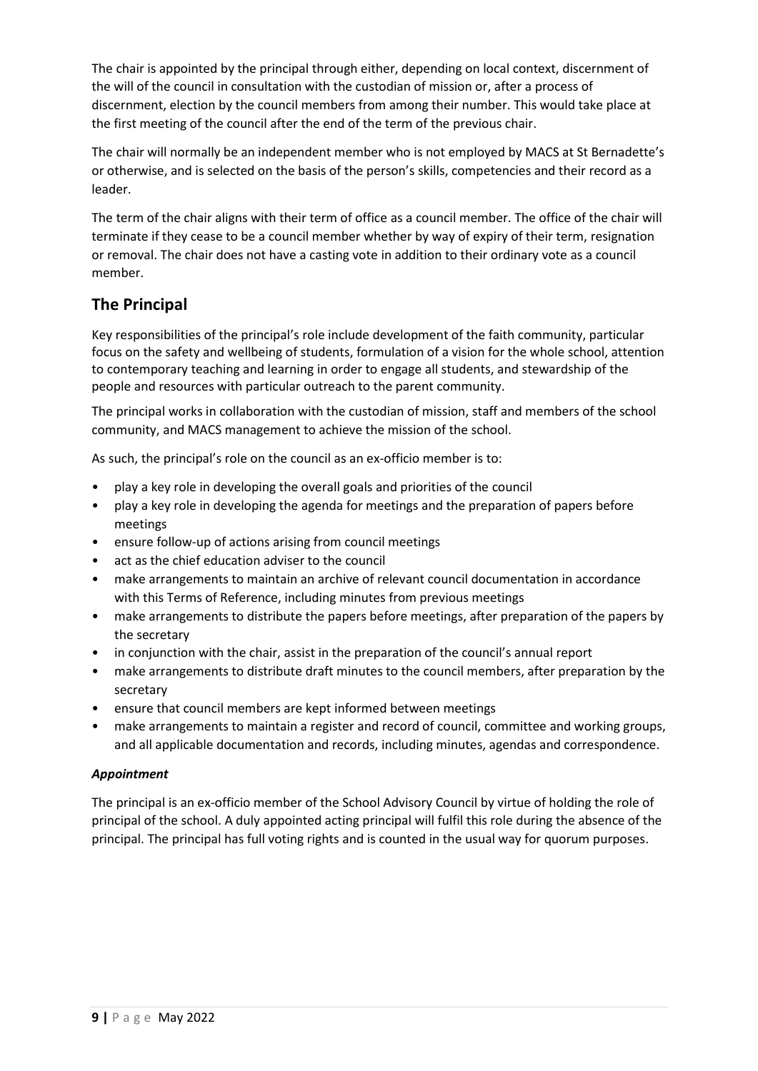The chair is appointed by the principal through either, depending on local context, discernment of the will of the council in consultation with the custodian of mission or, after a process of discernment, election by the council members from among their number. This would take place at the first meeting of the council after the end of the term of the previous chair.

The chair will normally be an independent member who is not employed by MACS at St Bernadette's or otherwise, and is selected on the basis of the person's skills, competencies and their record as a leader.

The term of the chair aligns with their term of office as a council member. The office of the chair will terminate if they cease to be a council member whether by way of expiry of their term, resignation or removal. The chair does not have a casting vote in addition to their ordinary vote as a council member.

## The Principal

Key responsibilities of the principal's role include development of the faith community, particular focus on the safety and wellbeing of students, formulation of a vision for the whole school, attention to contemporary teaching and learning in order to engage all students, and stewardship of the people and resources with particular outreach to the parent community.

The principal works in collaboration with the custodian of mission, staff and members of the school community, and MACS management to achieve the mission of the school.

As such, the principal's role on the council as an ex-officio member is to:

- play a key role in developing the overall goals and priorities of the council
- play a key role in developing the agenda for meetings and the preparation of papers before meetings
- ensure follow-up of actions arising from council meetings
- act as the chief education adviser to the council
- make arrangements to maintain an archive of relevant council documentation in accordance with this Terms of Reference, including minutes from previous meetings
- make arrangements to distribute the papers before meetings, after preparation of the papers by the secretary
- in conjunction with the chair, assist in the preparation of the council's annual report
- make arrangements to distribute draft minutes to the council members, after preparation by the secretary
- ensure that council members are kept informed between meetings
- make arrangements to maintain a register and record of council, committee and working groups, and all applicable documentation and records, including minutes, agendas and correspondence.

### *Appointment*

The principal is an ex-officio member of the School Advisory Council by virtue of holding the role of principal of the school. A duly appointed acting principal will fulfil this role during the absence of the principal. The principal has full voting rights and is counted in the usual way for quorum purposes.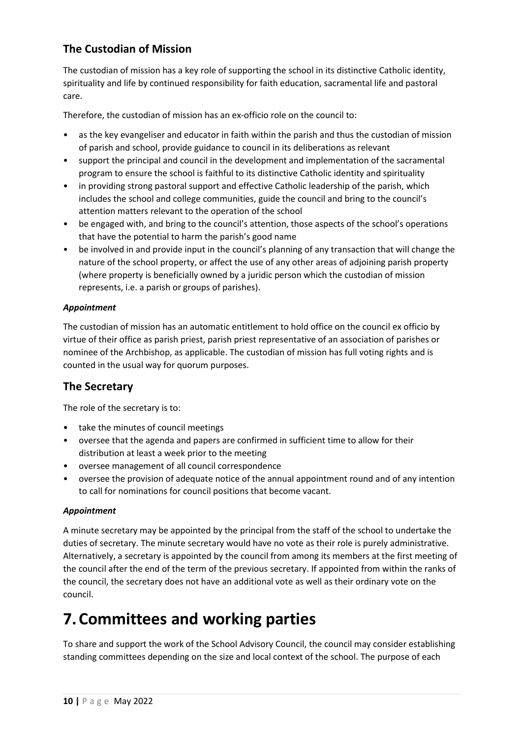## The Custodian of Mission

The custodian of mission has a key role of supporting the school in its distinctive Catholic identity, spirituality and life by continued responsibility for faith education, sacramental life and pastoral care.

Therefore, the custodian of mission has an ex-officio role on the council to:

- as the key evangeliser and educator in faith within the parish and thus the custodian of mission of parish and school, provide guidance to council in its deliberations as relevant
- support the principal and council in the development and implementation of the sacramental program to ensure the school is faithful to its distinctive Catholic identity and spirituality
- in providing strong pastoral support and effective Catholic leadership of the parish, which includes the school and college communities, guide the council and bring to the council's attention matters relevant to the operation of the school
- be engaged with, and bring to the council's attention, those aspects of the school's operations that have the potential to harm the parish's good name
- be involved in and provide input in the council's planning of any transaction that will change the nature of the school property, or affect the use of any other areas of adjoining parish property (where property is beneficially owned by a juridic person which the custodian of mission represents, i.e. a parish or groups of parishes).

### *Appointment*

The custodian of mission has an automatic entitlement to hold office on the council ex officio by virtue of their office as parish priest, parish priest representative of an association of parishes or nominee of the Archbishop, as applicable. The custodian of mission has full voting rights and is counted in the usual way for quorum purposes.

## The Secretary

The role of the secretary is to:

- take the minutes of council meetings
- oversee that the agenda and papers are confirmed in sufficient time to allow for their distribution at least a week prior to the meeting
- oversee management of all council correspondence
- oversee the provision of adequate notice of the annual appointment round and of any intention to call for nominations for council positions that become vacant.

### *Appointment*

A minute secretary may be appointed by the principal from the staff of the school to undertake the duties of secretary. The minute secretary would have no vote as their role is purely administrative. Alternatively, a secretary is appointed by the council from among its members at the first meeting of the council after the end of the term of the previous secretary. If appointed from within the ranks of the council, the secretary does not have an additional vote as well as their ordinary vote on the council.

# 7. Committees and working parties

To share and support the work of the School Advisory Council, the council may consider establishing standing committees depending on the size and local context of the school. The purpose of each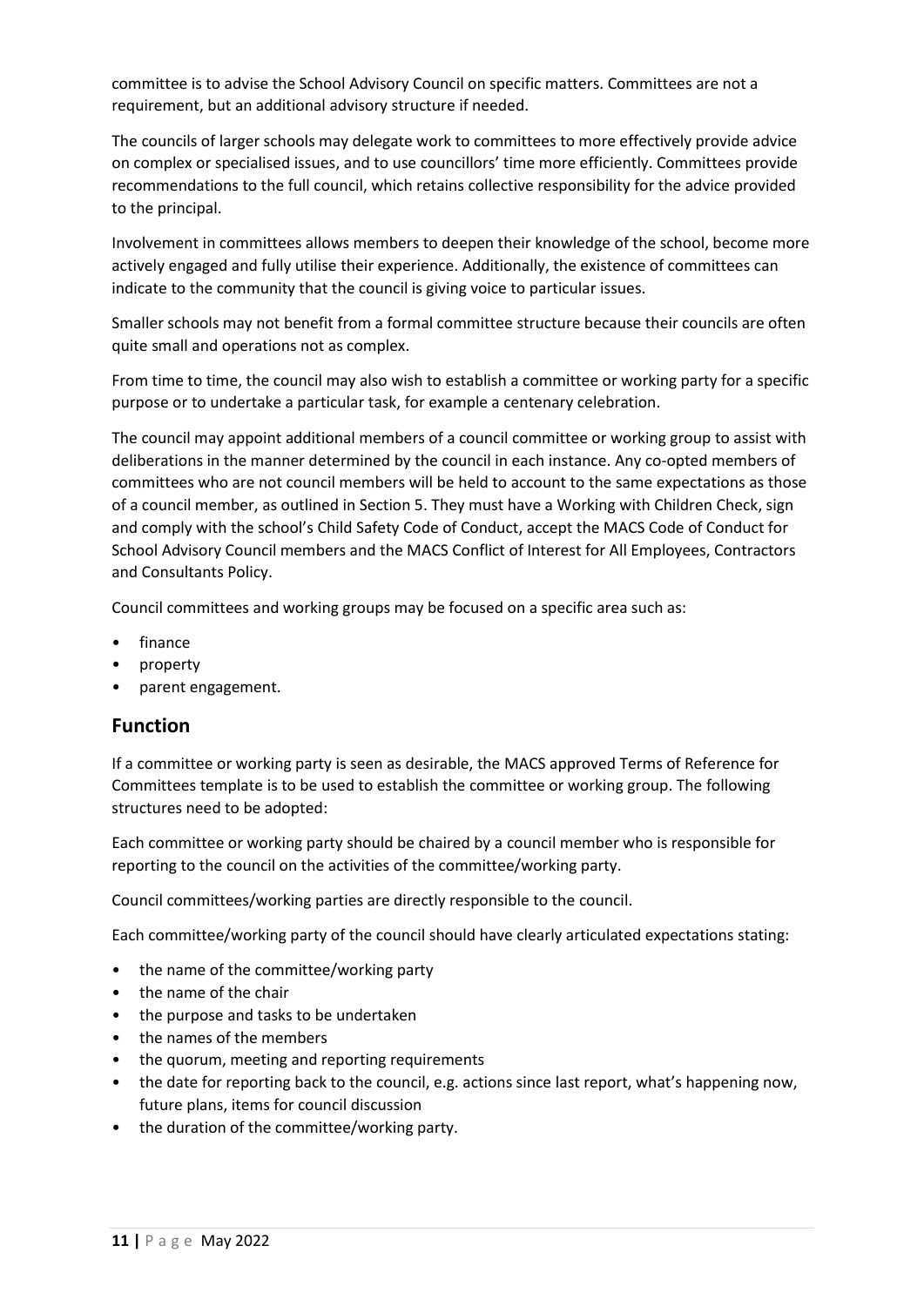committee is to advise the School Advisory Council on specific matters. Committees are not a requirement, but an additional advisory structure if needed.

The councils of larger schools may delegate work to committees to more effectively provide advice on complex or specialised issues, and to use councillors' time more efficiently. Committees provide recommendations to the full council, which retains collective responsibility for the advice provided to the principal.

Involvement in committees allows members to deepen their knowledge of the school, become more actively engaged and fully utilise their experience. Additionally, the existence of committees can indicate to the community that the council is giving voice to particular issues.

Smaller schools may not benefit from a formal committee structure because their councils are often quite small and operations not as complex.

From time to time, the council may also wish to establish a committee or working party for a specific purpose or to undertake a particular task, for example a centenary celebration.

The council may appoint additional members of a council committee or working group to assist with deliberations in the manner determined by the council in each instance. Any co-opted members of committees who are not council members will be held to account to the same expectations as those of a council member, as outlined in Section 5. They must have a Working with Children Check, sign and comply with the school's Child Safety Code of Conduct, accept the MACS Code of Conduct for School Advisory Council members and the MACS Conflict of Interest for All Employees, Contractors and Consultants Policy.

Council committees and working groups may be focused on a specific area such as:

- finance
- property
- parent engagement.

## Function

If a committee or working party is seen as desirable, the MACS approved Terms of Reference for Committees template is to be used to establish the committee or working group. The following structures need to be adopted:

Each committee or working party should be chaired by a council member who is responsible for reporting to the council on the activities of the committee/working party.

Council committees/working parties are directly responsible to the council.

Each committee/working party of the council should have clearly articulated expectations stating:

- the name of the committee/working party
- the name of the chair
- the purpose and tasks to be undertaken
- the names of the members
- the quorum, meeting and reporting requirements
- the date for reporting back to the council, e.g. actions since last report, what's happening now, future plans, items for council discussion
- the duration of the committee/working party.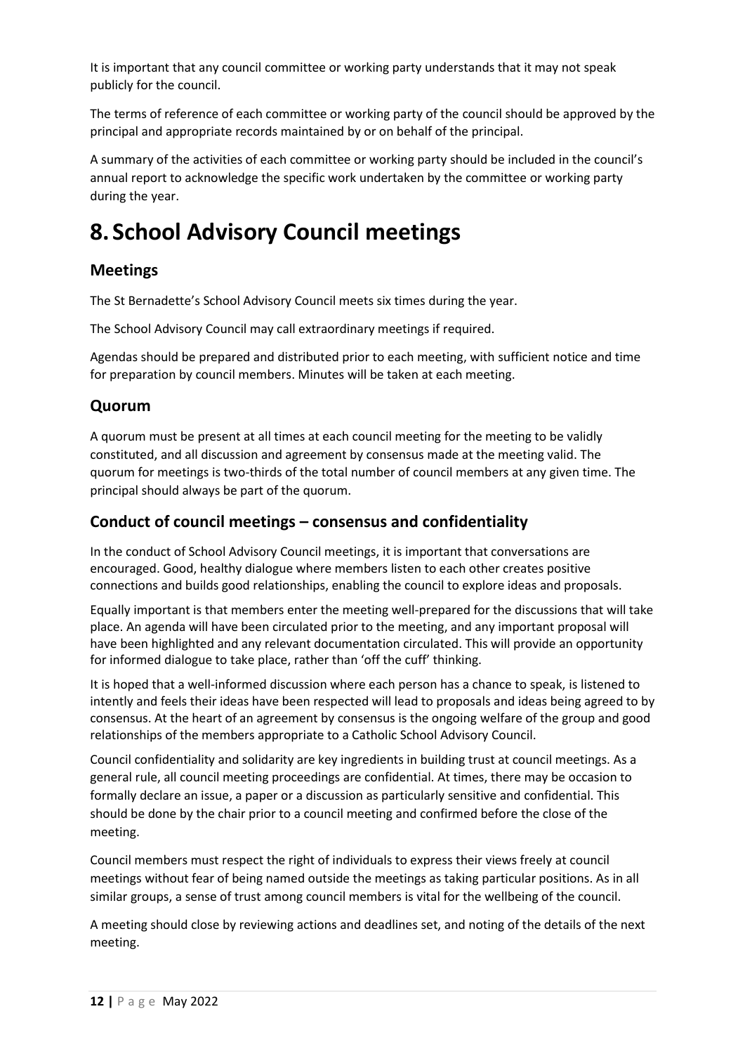It is important that any council committee or working party understands that it may not speak publicly for the council.

The terms of reference of each committee or working party of the council should be approved by the principal and appropriate records maintained by or on behalf of the principal.

A summary of the activities of each committee or working party should be included in the council's annual report to acknowledge the specific work undertaken by the committee or working party during the year.

# 8. School Advisory Council meetings

## Meetings

The St Bernadette's School Advisory Council meets six times during the year.

The School Advisory Council may call extraordinary meetings if required.

Agendas should be prepared and distributed prior to each meeting, with sufficient notice and time for preparation by council members. Minutes will be taken at each meeting.

## Quorum

A quorum must be present at all times at each council meeting for the meeting to be validly constituted, and all discussion and agreement by consensus made at the meeting valid. The quorum for meetings is two-thirds of the total number of council members at any given time. The principal should always be part of the quorum.

## Conduct of council meetings – consensus and confidentiality

In the conduct of School Advisory Council meetings, it is important that conversations are encouraged. Good, healthy dialogue where members listen to each other creates positive connections and builds good relationships, enabling the council to explore ideas and proposals.

Equally important is that members enter the meeting well-prepared for the discussions that will take place. An agenda will have been circulated prior to the meeting, and any important proposal will have been highlighted and any relevant documentation circulated. This will provide an opportunity for informed dialogue to take place, rather than 'off the cuff' thinking.

It is hoped that a well-informed discussion where each person has a chance to speak, is listened to intently and feels their ideas have been respected will lead to proposals and ideas being agreed to by consensus. At the heart of an agreement by consensus is the ongoing welfare of the group and good relationships of the members appropriate to a Catholic School Advisory Council.

Council confidentiality and solidarity are key ingredients in building trust at council meetings. As a general rule, all council meeting proceedings are confidential. At times, there may be occasion to formally declare an issue, a paper or a discussion as particularly sensitive and confidential. This should be done by the chair prior to a council meeting and confirmed before the close of the meeting.

Council members must respect the right of individuals to express their views freely at council meetings without fear of being named outside the meetings as taking particular positions. As in all similar groups, a sense of trust among council members is vital for the wellbeing of the council.

A meeting should close by reviewing actions and deadlines set, and noting of the details of the next meeting.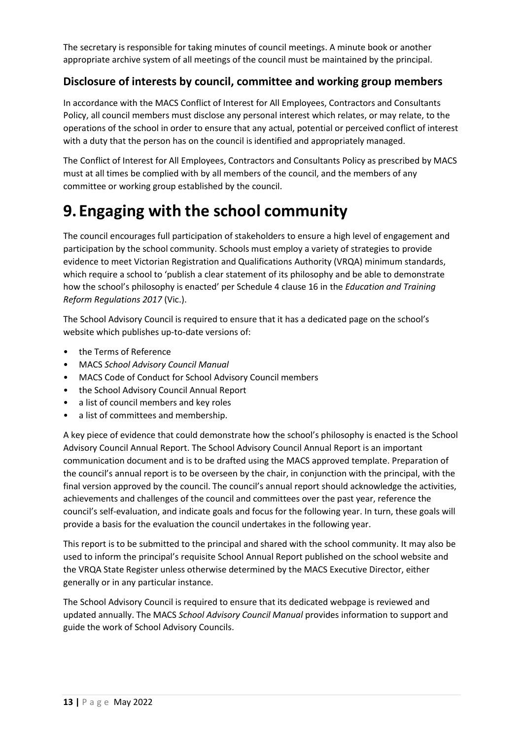The secretary is responsible for taking minutes of council meetings. A minute book or another appropriate archive system of all meetings of the council must be maintained by the principal.

## Disclosure of interests by council, committee and working group members

In accordance with the MACS Conflict of Interest for All Employees, Contractors and Consultants Policy, all council members must disclose any personal interest which relates, or may relate, to the operations of the school in order to ensure that any actual, potential or perceived conflict of interest with a duty that the person has on the council is identified and appropriately managed.

The Conflict of Interest for All Employees, Contractors and Consultants Policy as prescribed by MACS must at all times be complied with by all members of the council, and the members of any committee or working group established by the council.

# 9. Engaging with the school community

The council encourages full participation of stakeholders to ensure a high level of engagement and participation by the school community. Schools must employ a variety of strategies to provide evidence to meet Victorian Registration and Qualifications Authority (VRQA) minimum standards, which require a school to 'publish a clear statement of its philosophy and be able to demonstrate how the school's philosophy is enacted' per Schedule 4 clause 16 in the *Education and Training Reform Regulations 2017* (Vic.).

The School Advisory Council is required to ensure that it has a dedicated page on the school's website which publishes up-to-date versions of:

- the Terms of Reference
- MACS *School Advisory Council Manual*
- MACS Code of Conduct for School Advisory Council members
- the School Advisory Council Annual Report
- a list of council members and key roles
- a list of committees and membership.

A key piece of evidence that could demonstrate how the school's philosophy is enacted is the School Advisory Council Annual Report. The School Advisory Council Annual Report is an important communication document and is to be drafted using the MACS approved template. Preparation of the council's annual report is to be overseen by the chair, in conjunction with the principal, with the final version approved by the council. The council's annual report should acknowledge the activities, achievements and challenges of the council and committees over the past year, reference the council's self-evaluation, and indicate goals and focus for the following year. In turn, these goals will provide a basis for the evaluation the council undertakes in the following year.

This report is to be submitted to the principal and shared with the school community. It may also be used to inform the principal's requisite School Annual Report published on the school website and the VRQA State Register unless otherwise determined by the MACS Executive Director, either generally or in any particular instance.

The School Advisory Council is required to ensure that its dedicated webpage is reviewed and updated annually. The MACS *School Advisory Council Manual* provides information to support and guide the work of School Advisory Councils.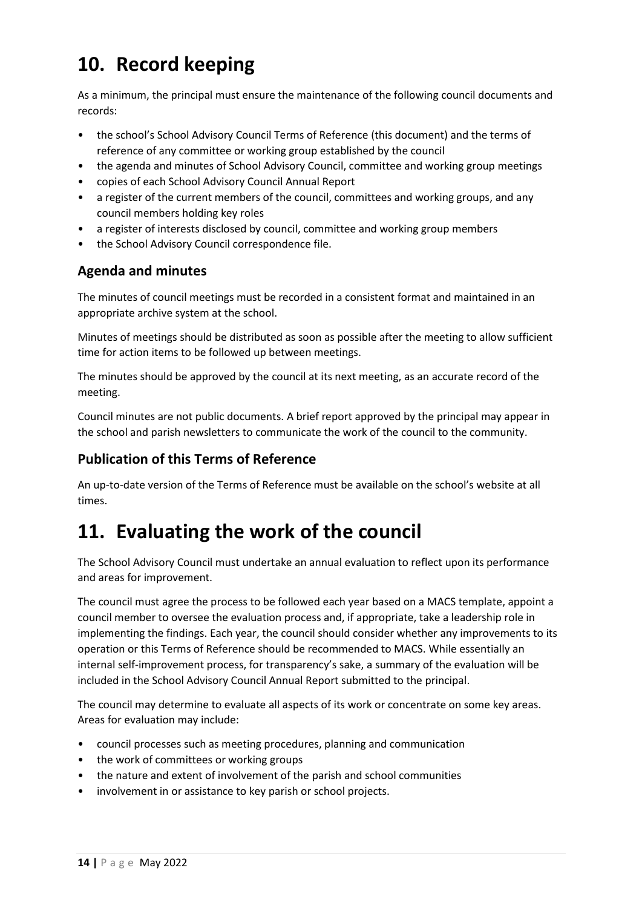# 10. Record keeping

As a minimum, the principal must ensure the maintenance of the following council documents and records:

- the school's School Advisory Council Terms of Reference (this document) and the terms of reference of any committee or working group established by the council
- the agenda and minutes of School Advisory Council, committee and working group meetings
- copies of each School Advisory Council Annual Report
- a register of the current members of the council, committees and working groups, and any council members holding key roles
- a register of interests disclosed by council, committee and working group members
- the School Advisory Council correspondence file.

## Agenda and minutes

The minutes of council meetings must be recorded in a consistent format and maintained in an appropriate archive system at the school.

Minutes of meetings should be distributed as soon as possible after the meeting to allow sufficient time for action items to be followed up between meetings.

The minutes should be approved by the council at its next meeting, as an accurate record of the meeting.

Council minutes are not public documents. A brief report approved by the principal may appear in the school and parish newsletters to communicate the work of the council to the community.

## Publication of this Terms of Reference

An up-to-date version of the Terms of Reference must be available on the school's website at all times.

# 11. Evaluating the work of the council

The School Advisory Council must undertake an annual evaluation to reflect upon its performance and areas for improvement.

The council must agree the process to be followed each year based on a MACS template, appoint a council member to oversee the evaluation process and, if appropriate, take a leadership role in implementing the findings. Each year, the council should consider whether any improvements to its operation or this Terms of Reference should be recommended to MACS. While essentially an internal self-improvement process, for transparency's sake, a summary of the evaluation will be included in the School Advisory Council Annual Report submitted to the principal.

The council may determine to evaluate all aspects of its work or concentrate on some key areas. Areas for evaluation may include:

- council processes such as meeting procedures, planning and communication
- the work of committees or working groups
- the nature and extent of involvement of the parish and school communities
- involvement in or assistance to key parish or school projects.